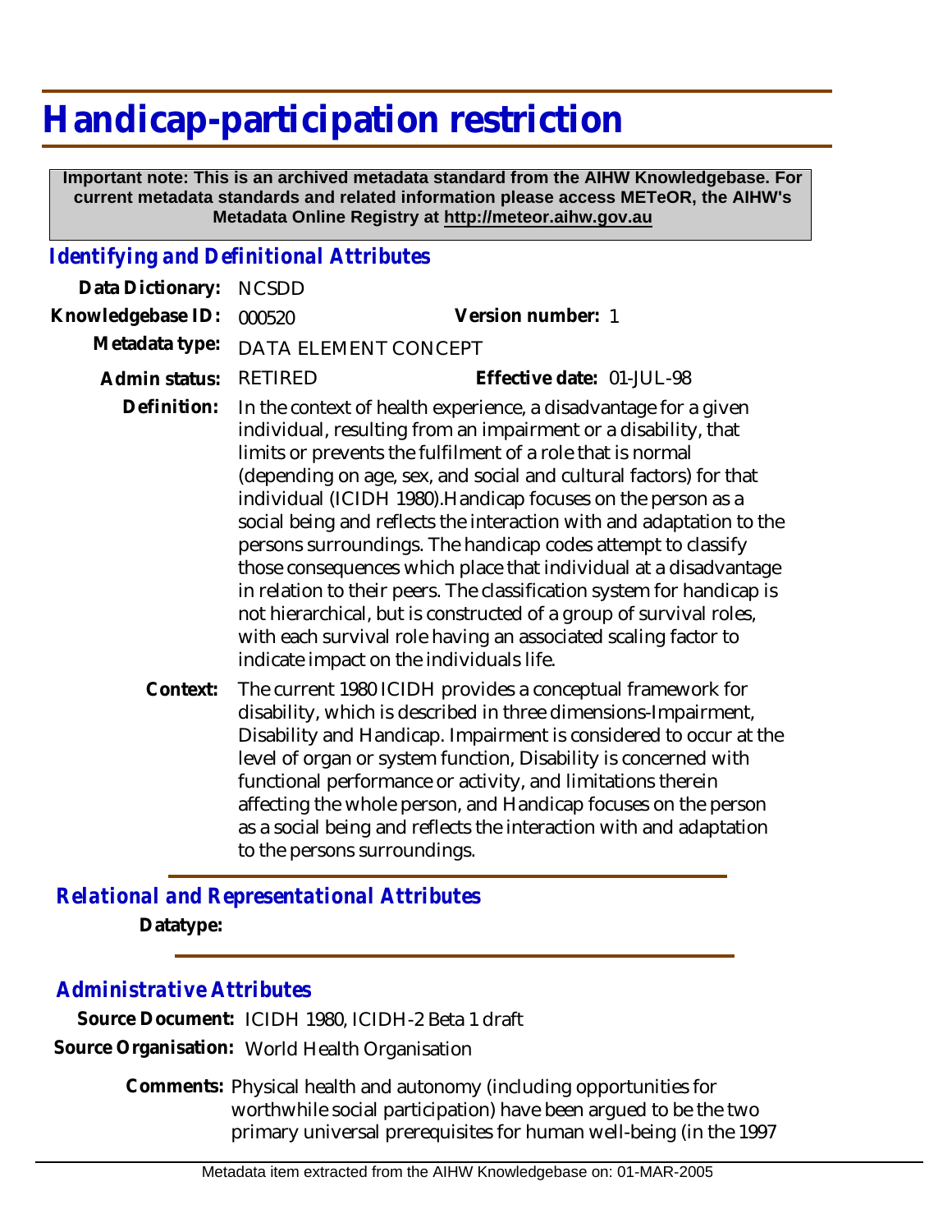# Handicap-participation restriction

**Important note: This is an archived metadata standard from the AIHW Knowledgebase. For current metadata standards and related information please access METeOR, the AIHW's Metadata Online Registry at http://meteor.aihw.gov.au**

## *Identifying and Definitional Attributes*

**Data Dictionary:** NCSDD

**Knowledgebase ID:** 000520 **Version number:** 1

**Metadata type:** DATA ELEMENT CONCEPT

**Admin status:** RETIRED **Effective date:** 01-JUL-98

**Definition:** In the context of health experience, a disadvantage for a given individual, resulting from an impairment or a disability, that limits or prevents the fulfilment of a role that is normal (depending on age, sex, and social and cultural factors) for that individual (ICIDH 1980).Handicap focuses on the person as a social being and reflects the interaction with and adaptation to the persons surroundings. The handicap codes attempt to classify those consequences which place that individual at a disadvantage in relation to their peers. The classification system for handicap is not hierarchical, but is constructed of a group of survival roles, with each survival role having an associated scaling factor to indicate impact on the individuals life.

**Context:** The current 1980 ICIDH provides a conceptual framework for disability, which is described in three dimensions-Impairment, Disability and Handicap. Impairment is considered to occur at the level of organ or system function, Disability is concerned with functional performance or activity, and limitations therein affecting the whole person, and Handicap focuses on the person as a social being and reflects the interaction with and adaptation to the persons surroundings.

## *Relational and Representational Attributes*

**Datatype:**

## *Administrative Attributes*

**Source Document:** ICIDH 1980, ICIDH-2 Beta 1 draft

**Source Organisation:** World Health Organisation

**Comments:** Physical health and autonomy (including opportunities for worthwhile social participation) have been argued to be the two primary universal prerequisites for human well-being (in the 1997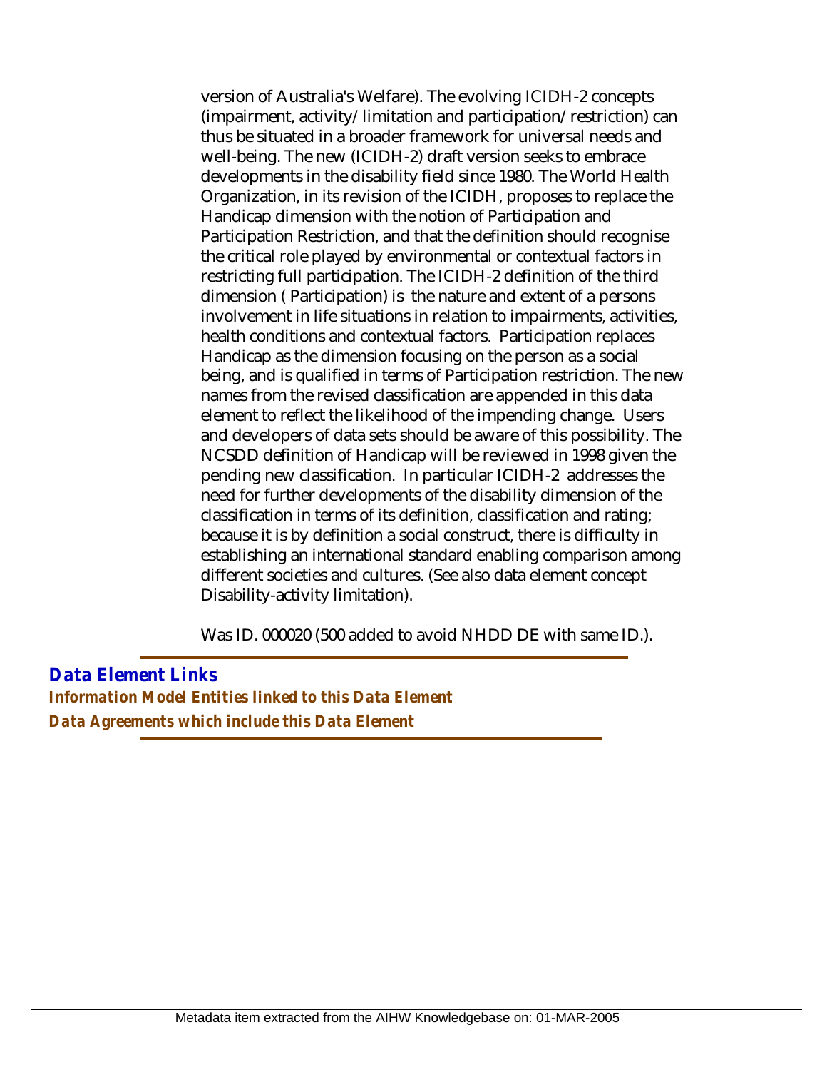version of Australia's Welfare). The evolving ICIDH-2 concepts (impairment, activity/ limitation and participation/ restriction) can thus be situated in a broader framework for universal needs and well-being. The new (ICIDH-2) draft version seeks to embrace developments in the disability field since 1980. The World Health Organization, in its revision of the ICIDH, proposes to replace the Handicap dimension with the notion of Participation and Participation Restriction, and that the definition should recognise the critical role played by environmental or contextual factors in restricting full participation. The ICIDH-2 definition of the third dimension ( Participation) is the nature and extent of a persons involvement in life situations in relation to impairments, activities, health conditions and contextual factors. Participation replaces Handicap as the dimension focusing on the person as a social being, and is qualified in terms of Participation restriction. The new names from the revised classification are appended in this data element to reflect the likelihood of the impending change. Users and developers of data sets should be aware of this possibility. The NCSDD definition of Handicap will be reviewed in 1998 given the pending new classification. In particular ICIDH-2 addresses the need for further developments of the disability dimension of the classification in terms of its definition, classification and rating; because it is by definition a social construct, there is difficulty in establishing an international standard enabling comparison among different societies and cultures. (See also data element concept Disability-activity limitation).

Was ID. 000020 (500 added to avoid NHDD DE with same ID.).

## Data Element Links

### *Information Model Entities linked to this Data Element*

### *Data Agreements which include this Data Element*

Metadata item extracted from the AIHW Knowledgebase on: 01-MAR-2005